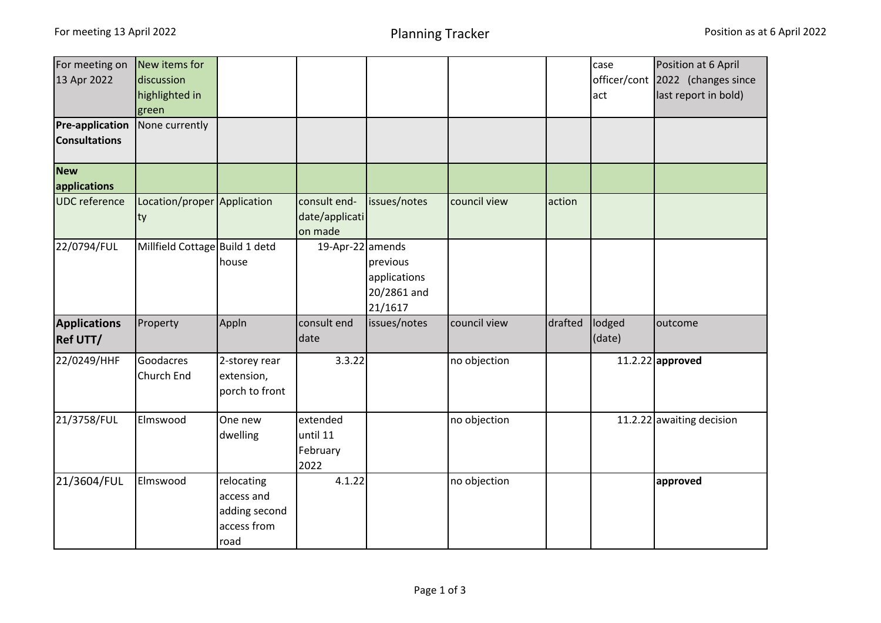# Planning Tracker

For meeting 13 April 2022

Position as at 6 April 2022

| For meeting on 13 Apr 2022 | New items for discussion highlighted in green | | | | | | case officer/contact | Position at 6 April 2022 (changes since last report in bold) |
|---|---|---|---|---|---|---|---|---|
| **Pre-application Consultations** | None currently | | | | | | | |
| **New applications** | | | | | | | | |
| UDC reference | Location/property | Application | consult end-date/application made | issues/notes | council view | action | | |
| 22/0794/FUL | Millfield Cottage | Build 1 detd house | 19-Apr-22 | amends previous applications 20/2861 and 21/1617 | | | | |
| **Applications Ref UTT/** | Property | Appln | consult end date | issues/notes | council view | drafted | lodged (date) | outcome |
| 22/0249/HHF | Goodacres Church End | 2-storey rear extension, porch to front | 3.3.22 | | no objection | | 11.2.22 | **approved** |
| 21/3758/FUL | Elmswood | One new dwelling | extended until 11 February 2022 | | no objection | | 11.2.22 | awaiting decision |
| 21/3604/FUL | Elmswood | relocating access and adding second access from road | 4.1.22 | | no objection | | | **approved** |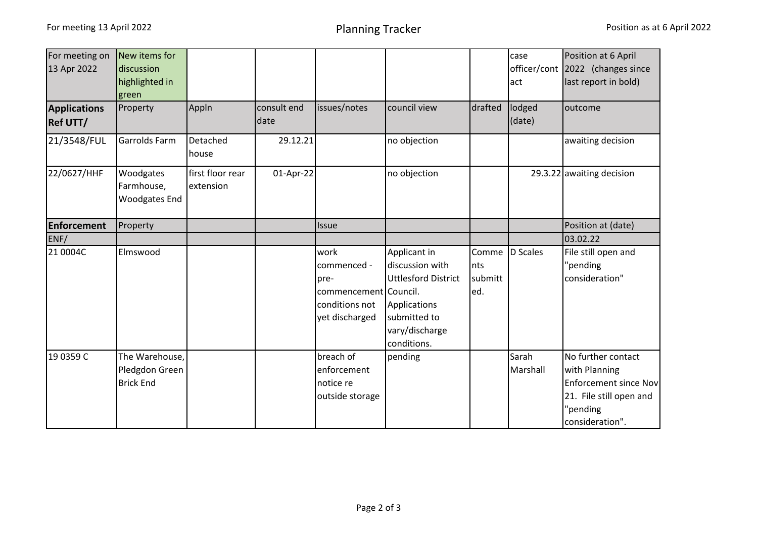| For meeting on 13 Apr 2022 | New items for discussion highlighted in green | | | | | | case officer/contact | Position at 6 April 2022 (changes since last report in bold) |
|---|---|---|---|---|---|---|---|---|
| **Applications Ref UTT/** | Property | Appln | consult end date | issues/notes | council view | drafted | lodged (date) | outcome |
| 21/3548/FUL | Garrolds Farm | Detached house | 29.12.21 | | no objection | | | awaiting decision |
| 22/0627/HHF | Woodgates Farmhouse, Woodgates End | first floor rear extension | 01-Apr-22 | | no objection | | 29.3.22 | awaiting decision |
| **Enforcement** | Property | | | Issue | | | | Position at (date) |
| ENF/ | | | | | | | | 03.02.22 |
| 21 0004C | Elmswood | | | work commenced - pre-commencement conditions not yet discharged | Applicant in discussion with Uttlesford District Council. Applications submitted to vary/discharge conditions. | Comments submitted. | D Scales | File still open and "pending consideration" |
| 19 0359 C | The Warehouse, Pledgdon Green Brick End | | | breach of enforcement notice re outside storage | pending | | Sarah Marshall | No further contact with Planning Enforcement since Nov 21. File still open and "pending consideration". |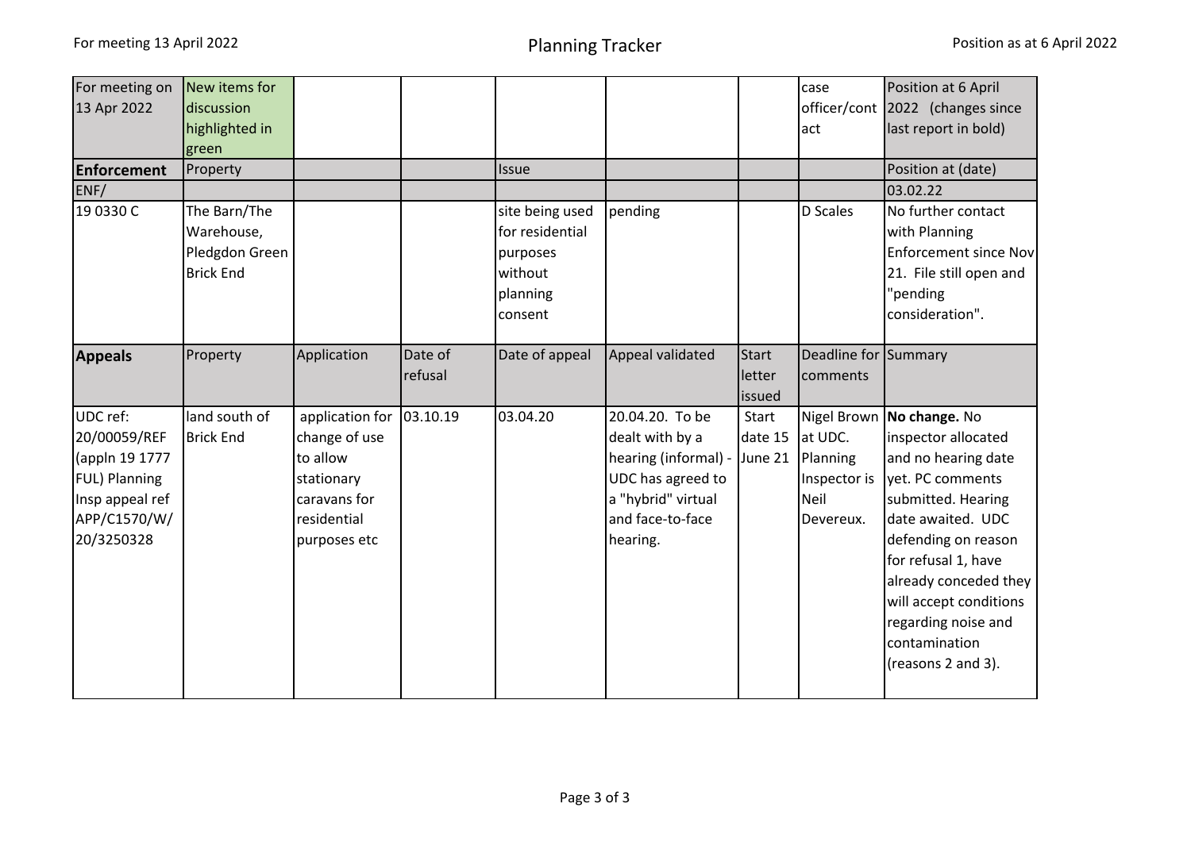For meeting 13 April 2022

# Planning Tracker

Position as at 6 April 2022

| | | | | | | | | |
|---|---|---|---|---|---|---|---|---|
| For meeting on 13 Apr 2022 | New items for discussion highlighted in green | | | | | | case officer/contact | Position at 6 April 2022 (changes since last report in bold) |
| **Enforcement** | Property | | | Issue | | | | Position at (date) |
| ENF/ | | | | | | | | 03.02.22 |
| 19 0330 C | The Barn/The Warehouse, Pledgdon Green Brick End | | | site being used for residential purposes without planning consent | pending | | D Scales | No further contact with Planning Enforcement since Nov 21. File still open and "pending consideration". |
| **Appeals** | Property | Application | Date of refusal | Date of appeal | Appeal validated | Start letter issued | Deadline for comments | Summary |
| UDC ref: 20/00059/REF (appln 19 1777 FUL) Planning Insp appeal ref APP/C1570/W/20/3250328 | land south of Brick End | application for change of use to allow stationary caravans for residential purposes etc | 03.10.19 | 03.04.20 | 20.04.20. To be dealt with by a hearing (informal) - UDC has agreed to a "hybrid" virtual and face-to-face hearing. | Start date 15 June 21 | Nigel Brown at UDC. Planning Inspector is Neil Devereux. | **No change.** No inspector allocated and no hearing date yet. PC comments submitted. Hearing date awaited. UDC defending on reason for refusal 1, have already conceded they will accept conditions regarding noise and contamination (reasons 2 and 3). |